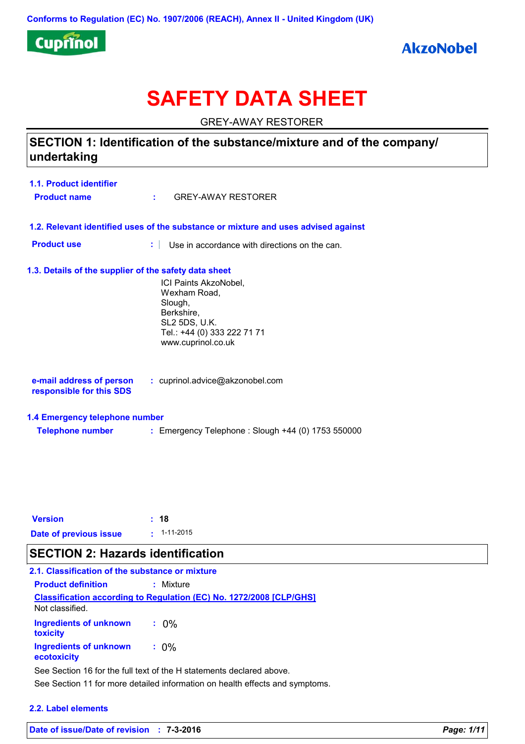Conforms to Regulation (EC) No. 1907/2006 (REACH), Annex II - United Kingdom (UK)

Cuprinol

AkzoNobel

# SAFETY DATA SHEET

GREY-AWAY RESTORER

## SECTION 1: Identification of the substance/mixture and of the company/ undertaking

### 1.1. Product identifier

**Product name** : GREY-AWAY RESTORER

### 1.2. Relevant identified uses of the substance or mixture and uses advised against

**Product use** : Use in accordance with directions on the can.

### 1.3. Details of the supplier of the safety data sheet

ICI Paints AkzoNobel,
Wexham Road,
Slough,
Berkshire,
SL2 5DS, U.K.
Tel.: +44 (0) 333 222 71 71
www.cuprinol.co.uk

**e-mail address of person responsible for this SDS** : cuprinol.advice@akzonobel.com

### 1.4 Emergency telephone number

**Telephone number** : Emergency Telephone : Slough +44 (0) 1753 550000

**Version** : **18**

**Date of previous issue** : 1-11-2015

## SECTION 2: Hazards identification

### 2.1. Classification of the substance or mixture

**Product definition** : Mixture

**Classification according to Regulation (EC) No. 1272/2008 [CLP/GHS]**

Not classified.

**Ingredients of unknown toxicity** : 0%

**Ingredients of unknown ecotoxicity** : 0%

See Section 16 for the full text of the H statements declared above.

See Section 11 for more detailed information on health effects and symptoms.

### 2.2. Label elements

**Date of issue/Date of revision** : **7-3-2016**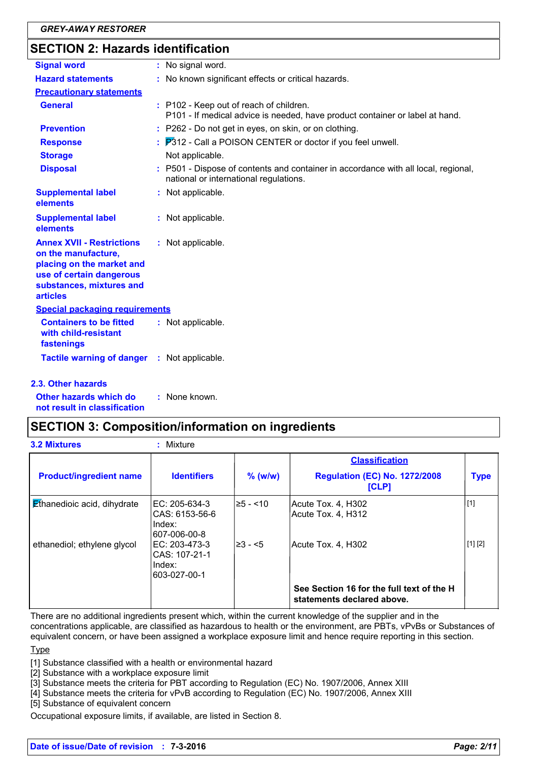## SECTION 2: Hazards identification

| | |
|---|---|
| **Signal word** | : No signal word. |
| **Hazard statements** | : No known significant effects or critical hazards. |

**Precautionary statements**

| | |
|---|---|
| **General** | : P102 - Keep out of reach of children. P101 - If medical advice is needed, have product container or label at hand. |
| **Prevention** | : P262 - Do not get in eyes, on skin, or on clothing. |
| **Response** | : P312 - Call a POISON CENTER or doctor if you feel unwell. |
| **Storage** | Not applicable. |
| **Disposal** | : P501 - Dispose of contents and container in accordance with all local, regional, national or international regulations. |
| **Supplemental label elements** | : Not applicable. |
| **Supplemental label elements** | : Not applicable. |
| **Annex XVII - Restrictions on the manufacture, placing on the market and use of certain dangerous substances, mixtures and articles** | : Not applicable. |

**Special packaging requirements**

| | |
|---|---|
| **Containers to be fitted with child-resistant fastenings** | : Not applicable. |
| **Tactile warning of danger** | : Not applicable. |

### 2.3. Other hazards

| | |
|---|---|
| **Other hazards which do not result in classification** | : None known. |

## SECTION 3: Composition/information on ingredients

**3.2 Mixtures** : Mixture

| Product/ingredient name | Identifiers | % (w/w) | Classification Regulation (EC) No. 1272/2008 [CLP] | Type |
|---|---|---|---|---|
| Ethanedioic acid, dihydrate | EC: 205-634-3<br>CAS: 6153-56-6<br>Index: 607-006-00-8 | ≥5 - <10 | Acute Tox. 4, H302<br>Acute Tox. 4, H312 | [1] |
| ethanediol; ethylene glycol | EC: 203-473-3<br>CAS: 107-21-1<br>Index: 603-027-00-1 | ≥3 - <5 | Acute Tox. 4, H302 | [1] [2] |
| | | | **See Section 16 for the full text of the H statements declared above.** | |

There are no additional ingredients present which, within the current knowledge of the supplier and in the concentrations applicable, are classified as hazardous to health or the environment, are PBTs, vPvBs or Substances of equivalent concern, or have been assigned a workplace exposure limit and hence require reporting in this section.

Type

[1] Substance classified with a health or environmental hazard
[2] Substance with a workplace exposure limit
[3] Substance meets the criteria for PBT according to Regulation (EC) No. 1907/2006, Annex XIII
[4] Substance meets the criteria for vPvB according to Regulation (EC) No. 1907/2006, Annex XIII
[5] Substance of equivalent concern

Occupational exposure limits, if available, are listed in Section 8.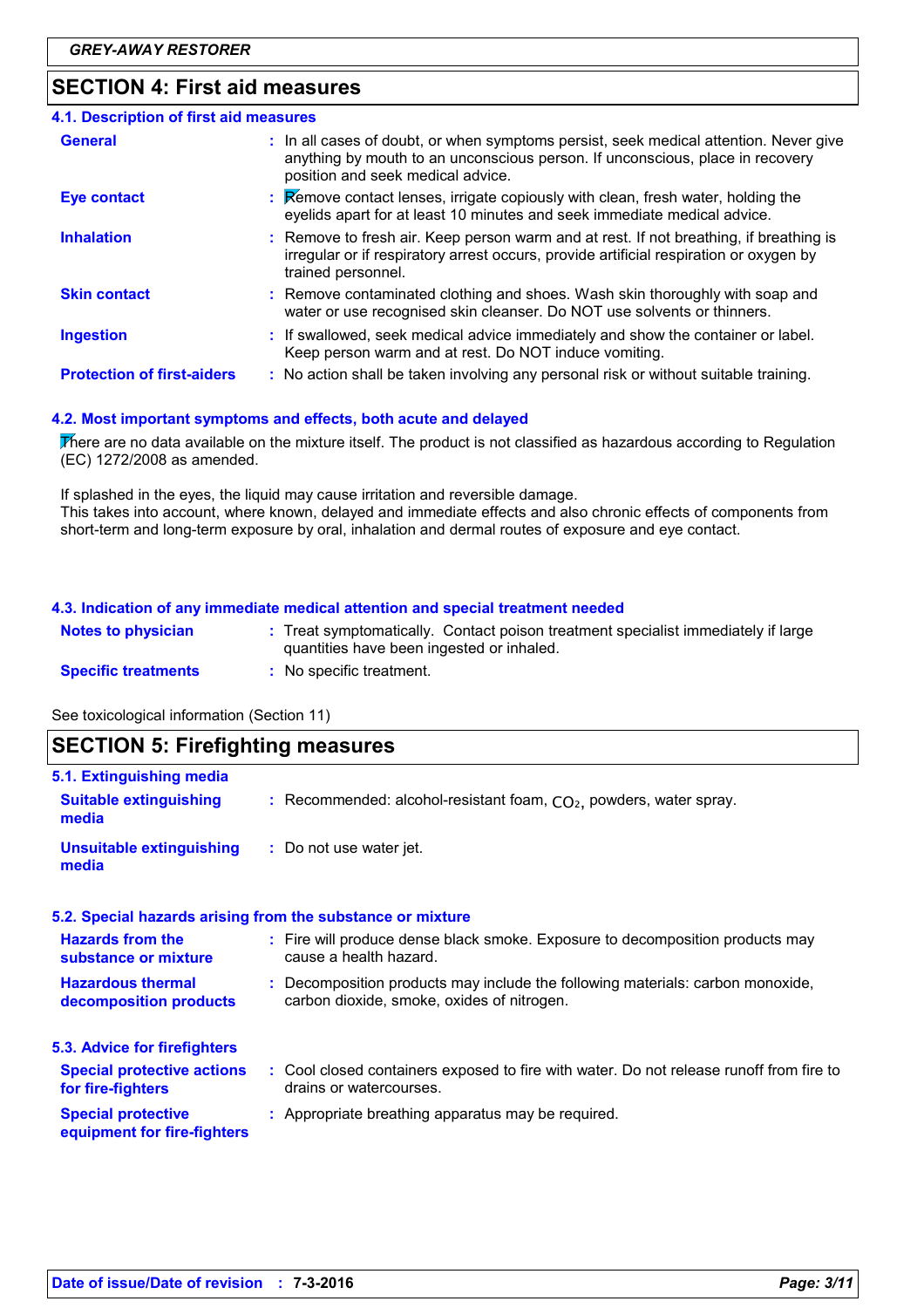## SECTION 4: First aid measures

### 4.1. Description of first aid measures

| | |
|---|---|
| **General** | In all cases of doubt, or when symptoms persist, seek medical attention. Never give anything by mouth to an unconscious person. If unconscious, place in recovery position and seek medical advice. |
| **Eye contact** | Remove contact lenses, irrigate copiously with clean, fresh water, holding the eyelids apart for at least 10 minutes and seek immediate medical advice. |
| **Inhalation** | Remove to fresh air. Keep person warm and at rest. If not breathing, if breathing is irregular or if respiratory arrest occurs, provide artificial respiration or oxygen by trained personnel. |
| **Skin contact** | Remove contaminated clothing and shoes. Wash skin thoroughly with soap and water or use recognised skin cleanser. Do NOT use solvents or thinners. |
| **Ingestion** | If swallowed, seek medical advice immediately and show the container or label. Keep person warm and at rest. Do NOT induce vomiting. |
| **Protection of first-aiders** | No action shall be taken involving any personal risk or without suitable training. |

### 4.2. Most important symptoms and effects, both acute and delayed

There are no data available on the mixture itself. The product is not classified as hazardous according to Regulation (EC) 1272/2008 as amended.

If splashed in the eyes, the liquid may cause irritation and reversible damage.
This takes into account, where known, delayed and immediate effects and also chronic effects of components from short-term and long-term exposure by oral, inhalation and dermal routes of exposure and eye contact.

### 4.3. Indication of any immediate medical attention and special treatment needed

| | |
|---|---|
| **Notes to physician** | Treat symptomatically. Contact poison treatment specialist immediately if large quantities have been ingested or inhaled. |
| **Specific treatments** | No specific treatment. |

See toxicological information (Section 11)

## SECTION 5: Firefighting measures

### 5.1. Extinguishing media

| | |
|---|---|
| **Suitable extinguishing media** | Recommended: alcohol-resistant foam, $CO_2$, powders, water spray. |
| **Unsuitable extinguishing media** | Do not use water jet. |

### 5.2. Special hazards arising from the substance or mixture

| | |
|---|---|
| **Hazards from the substance or mixture** | Fire will produce dense black smoke. Exposure to decomposition products may cause a health hazard. |
| **Hazardous thermal decomposition products** | Decomposition products may include the following materials: carbon monoxide, carbon dioxide, smoke, oxides of nitrogen. |

### 5.3. Advice for firefighters

| | |
|---|---|
| **Special protective actions for fire-fighters** | Cool closed containers exposed to fire with water. Do not release runoff from fire to drains or watercourses. |
| **Special protective equipment for fire-fighters** | Appropriate breathing apparatus may be required. |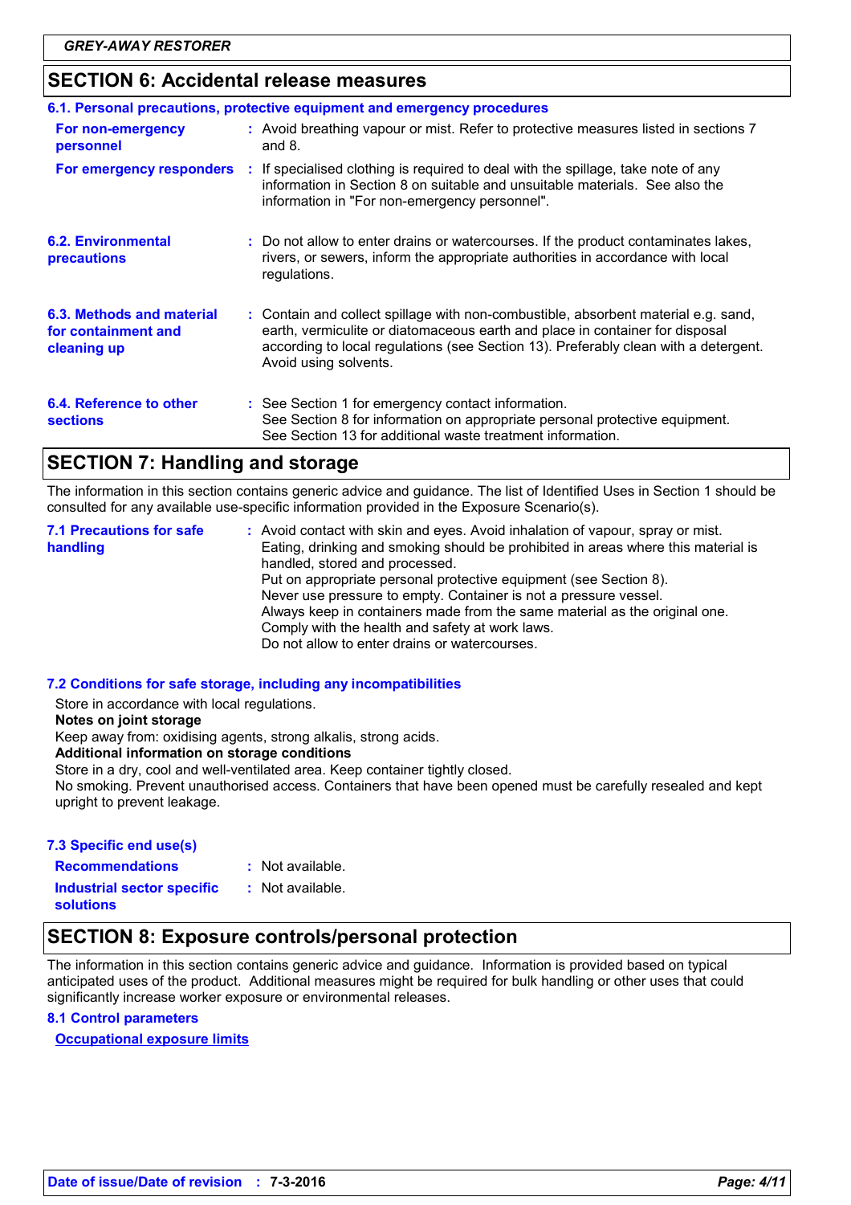## SECTION 6: Accidental release measures

### 6.1. Personal precautions, protective equipment and emergency procedures

| | |
|---|---|
| **For non-emergency personnel** | Avoid breathing vapour or mist. Refer to protective measures listed in sections 7 and 8. |
| **For emergency responders** | If specialised clothing is required to deal with the spillage, take note of any information in Section 8 on suitable and unsuitable materials. See also the information in "For non-emergency personnel". |

**6.2. Environmental precautions** : Do not allow to enter drains or watercourses. If the product contaminates lakes, rivers, or sewers, inform the appropriate authorities in accordance with local regulations.

**6.3. Methods and material for containment and cleaning up** : Contain and collect spillage with non-combustible, absorbent material e.g. sand, earth, vermiculite or diatomaceous earth and place in container for disposal according to local regulations (see Section 13). Preferably clean with a detergent. Avoid using solvents.

**6.4. Reference to other sections** : See Section 1 for emergency contact information.
See Section 8 for information on appropriate personal protective equipment.
See Section 13 for additional waste treatment information.

## SECTION 7: Handling and storage

The information in this section contains generic advice and guidance. The list of Identified Uses in Section 1 should be consulted for any available use-specific information provided in the Exposure Scenario(s).

**7.1 Precautions for safe handling** : Avoid contact with skin and eyes. Avoid inhalation of vapour, spray or mist.
Eating, drinking and smoking should be prohibited in areas where this material is handled, stored and processed.
Put on appropriate personal protective equipment (see Section 8).
Never use pressure to empty. Container is not a pressure vessel.
Always keep in containers made from the same material as the original one.
Comply with the health and safety at work laws.
Do not allow to enter drains or watercourses.

### 7.2 Conditions for safe storage, including any incompatibilities

Store in accordance with local regulations.

**Notes on joint storage**

Keep away from: oxidising agents, strong alkalis, strong acids.

**Additional information on storage conditions**

Store in a dry, cool and well-ventilated area. Keep container tightly closed.
No smoking. Prevent unauthorised access. Containers that have been opened must be carefully resealed and kept upright to prevent leakage.

### 7.3 Specific end use(s)

| | |
|---|---|
| **Recommendations** | Not available. |
| **Industrial sector specific solutions** | Not available. |

## SECTION 8: Exposure controls/personal protection

The information in this section contains generic advice and guidance. Information is provided based on typical anticipated uses of the product. Additional measures might be required for bulk handling or other uses that could significantly increase worker exposure or environmental releases.

### 8.1 Control parameters

**Occupational exposure limits**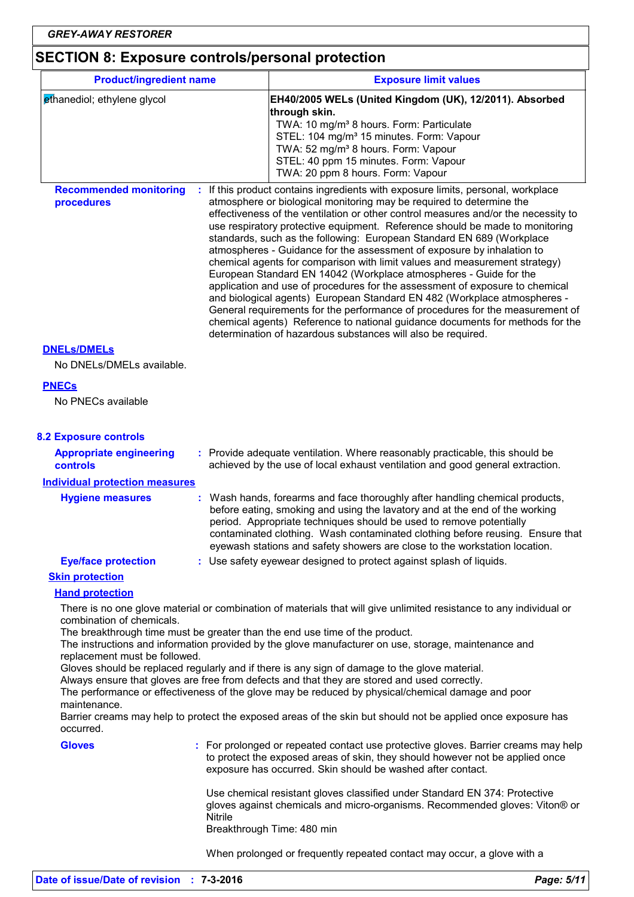## SECTION 8: Exposure controls/personal protection

| Product/ingredient name | Exposure limit values |
|---|---|
| ethanediol; ethylene glycol | **EH40/2005 WELs (United Kingdom (UK), 12/2011). Absorbed through skin.**<br>TWA: 10 mg/m³ 8 hours. Form: Particulate<br>STEL: 104 mg/m³ 15 minutes. Form: Vapour<br>TWA: 52 mg/m³ 8 hours. Form: Vapour<br>STEL: 40 ppm 15 minutes. Form: Vapour<br>TWA: 20 ppm 8 hours. Form: Vapour |

**Recommended monitoring procedures** : If this product contains ingredients with exposure limits, personal, workplace atmosphere or biological monitoring may be required to determine the effectiveness of the ventilation or other control measures and/or the necessity to use respiratory protective equipment. Reference should be made to monitoring standards, such as the following: European Standard EN 689 (Workplace atmospheres - Guidance for the assessment of exposure by inhalation to chemical agents for comparison with limit values and measurement strategy) European Standard EN 14042 (Workplace atmospheres - Guide for the application and use of procedures for the assessment of exposure to chemical and biological agents) European Standard EN 482 (Workplace atmospheres - General requirements for the performance of procedures for the measurement of chemical agents) Reference to national guidance documents for methods for the determination of hazardous substances will also be required.

**DNELs/DMELs**

No DNELs/DMELs available.

**PNECs**

No PNECs available

### 8.2 Exposure controls

**Appropriate engineering controls** : Provide adequate ventilation. Where reasonably practicable, this should be achieved by the use of local exhaust ventilation and good general extraction.

**Individual protection measures**

**Hygiene measures** : Wash hands, forearms and face thoroughly after handling chemical products, before eating, smoking and using the lavatory and at the end of the working period. Appropriate techniques should be used to remove potentially contaminated clothing. Wash contaminated clothing before reusing. Ensure that eyewash stations and safety showers are close to the workstation location.

**Eye/face protection** : Use safety eyewear designed to protect against splash of liquids.

**Skin protection**

**Hand protection**

There is no one glove material or combination of materials that will give unlimited resistance to any individual or combination of chemicals.
The breakthrough time must be greater than the end use time of the product.
The instructions and information provided by the glove manufacturer on use, storage, maintenance and replacement must be followed.
Gloves should be replaced regularly and if there is any sign of damage to the glove material.
Always ensure that gloves are free from defects and that they are stored and used correctly.
The performance or effectiveness of the glove may be reduced by physical/chemical damage and poor maintenance.
Barrier creams may help to protect the exposed areas of the skin but should not be applied once exposure has occurred.

**Gloves** : For prolonged or repeated contact use protective gloves. Barrier creams may help to protect the exposed areas of skin, they should however not be applied once exposure has occurred. Skin should be washed after contact.

Use chemical resistant gloves classified under Standard EN 374: Protective gloves against chemicals and micro-organisms. Recommended gloves: Viton® or Nitrile
Breakthrough Time: 480 min

When prolonged or frequently repeated contact may occur, a glove with a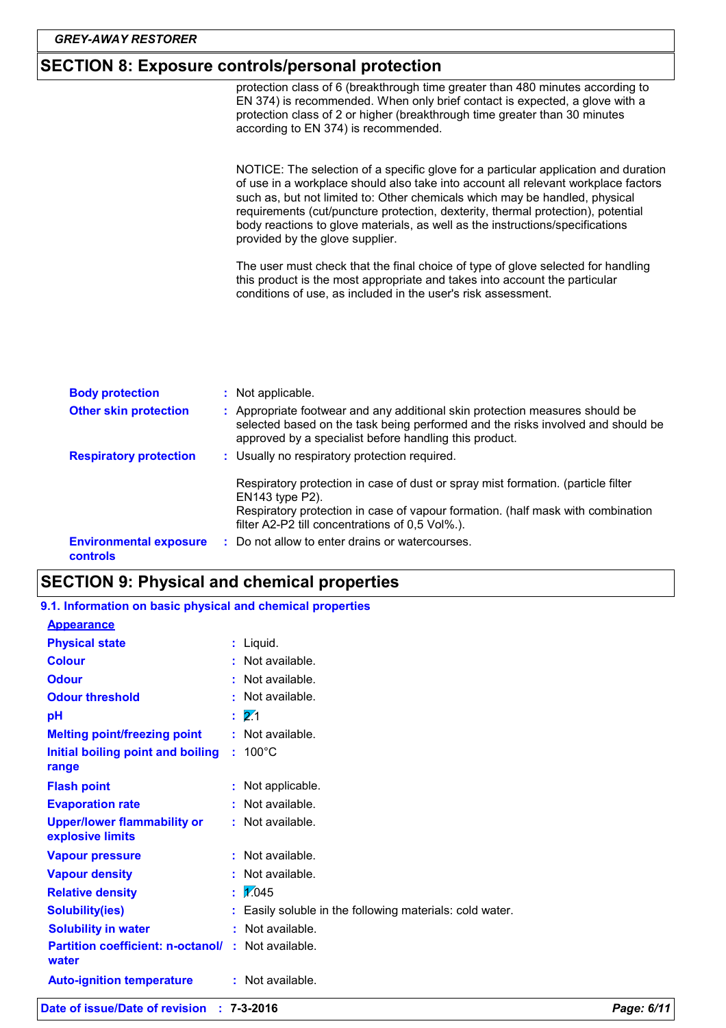## SECTION 8: Exposure controls/personal protection

protection class of 6 (breakthrough time greater than 480 minutes according to EN 374) is recommended. When only brief contact is expected, a glove with a protection class of 2 or higher (breakthrough time greater than 30 minutes according to EN 374) is recommended.

NOTICE: The selection of a specific glove for a particular application and duration of use in a workplace should also take into account all relevant workplace factors such as, but not limited to: Other chemicals which may be handled, physical requirements (cut/puncture protection, dexterity, thermal protection), potential body reactions to glove materials, as well as the instructions/specifications provided by the glove supplier.

The user must check that the final choice of type of glove selected for handling this product is the most appropriate and takes into account the particular conditions of use, as included in the user's risk assessment.

**Body protection** : Not applicable.

**Other skin protection** : Appropriate footwear and any additional skin protection measures should be selected based on the task being performed and the risks involved and should be approved by a specialist before handling this product.

**Respiratory protection** : Usually no respiratory protection required.

Respiratory protection in case of dust or spray mist formation. (particle filter EN143 type P2).
Respiratory protection in case of vapour formation. (half mask with combination filter A2-P2 till concentrations of 0,5 Vol%.).

**Environmental exposure controls** : Do not allow to enter drains or watercourses.

## SECTION 9: Physical and chemical properties

### 9.1. Information on basic physical and chemical properties

**Appearance**

| | |
|---|---|
| **Physical state** | : Liquid. |
| **Colour** | : Not available. |
| **Odour** | : Not available. |
| **Odour threshold** | : Not available. |
| **pH** | : 2.1 |
| **Melting point/freezing point** | : Not available. |
| **Initial boiling point and boiling range** | : 100°C |
| **Flash point** | : Not applicable. |
| **Evaporation rate** | : Not available. |
| **Upper/lower flammability or explosive limits** | : Not available. |
| **Vapour pressure** | : Not available. |
| **Vapour density** | : Not available. |
| **Relative density** | : 1.045 |
| **Solubility(ies)** | : Easily soluble in the following materials: cold water. |
| **Solubility in water** | : Not available. |
| **Partition coefficient: n-octanol/ water** | : Not available. |
| **Auto-ignition temperature** | : Not available. |

**Date of issue/Date of revision** : **7-3-2016**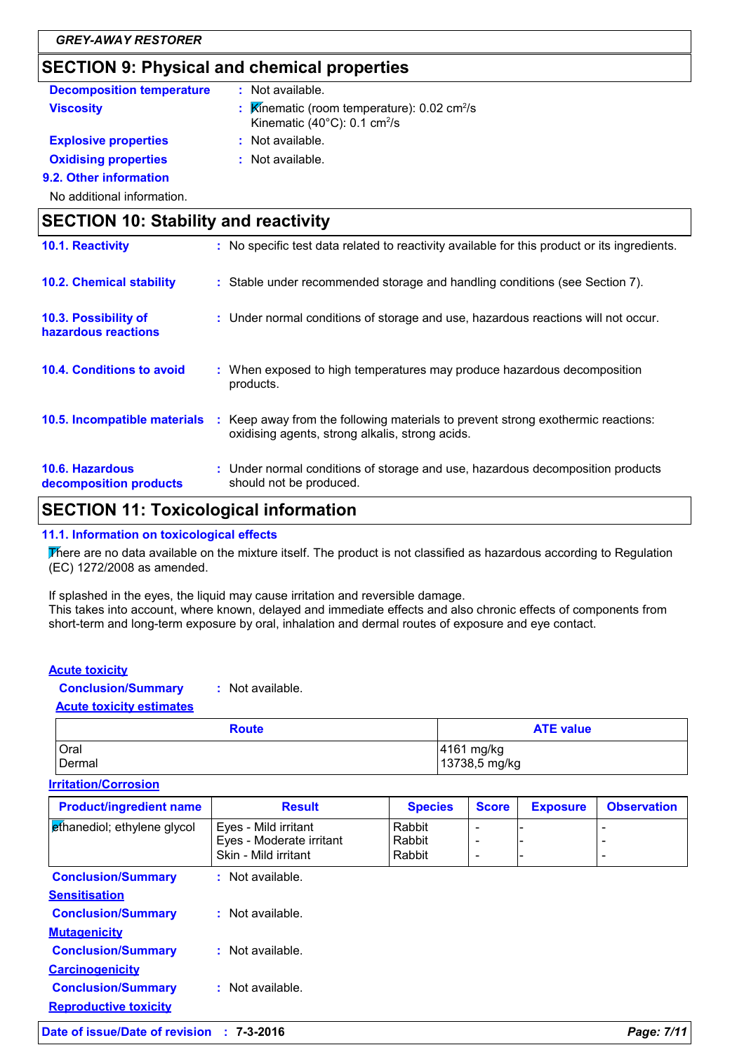## SECTION 9: Physical and chemical properties

**Decomposition temperature** : Not available.

**Viscosity** : Kinematic (room temperature): 0.02 $cm^2/s$
Kinematic (40°C): 0.1 $cm^2/s$

**Explosive properties** : Not available.

**Oxidising properties** : Not available.

### 9.2. Other information

No additional information.

## SECTION 10: Stability and reactivity

**10.1. Reactivity** : No specific test data related to reactivity available for this product or its ingredients.

**10.2. Chemical stability** : Stable under recommended storage and handling conditions (see Section 7).

**10.3. Possibility of hazardous reactions** : Under normal conditions of storage and use, hazardous reactions will not occur.

**10.4. Conditions to avoid** : When exposed to high temperatures may produce hazardous decomposition products.

**10.5. Incompatible materials** : Keep away from the following materials to prevent strong exothermic reactions: oxidising agents, strong alkalis, strong acids.

**10.6. Hazardous decomposition products** : Under normal conditions of storage and use, hazardous decomposition products should not be produced.

## SECTION 11: Toxicological information

### 11.1. Information on toxicological effects

There are no data available on the mixture itself. The product is not classified as hazardous according to Regulation (EC) 1272/2008 as amended.

If splashed in the eyes, the liquid may cause irritation and reversible damage.
This takes into account, where known, delayed and immediate effects and also chronic effects of components from short-term and long-term exposure by oral, inhalation and dermal routes of exposure and eye contact.

**Acute toxicity**

**Conclusion/Summary** : Not available.

**Acute toxicity estimates**

| Route | ATE value |
|---|---|
| Oral | 4161 mg/kg |
| Dermal | 13738,5 mg/kg |

**Irritation/Corrosion**

| Product/ingredient name | Result | Species | Score | Exposure | Observation |
|---|---|---|---|---|---|
| ethanediol; ethylene glycol | Eyes - Mild irritant | Rabbit | - | - | - |
| | Eyes - Moderate irritant | Rabbit | - | - | - |
| | Skin - Mild irritant | Rabbit | - | - | - |

**Conclusion/Summary** : Not available.

**Sensitisation**

**Conclusion/Summary** : Not available.

**Mutagenicity**

**Conclusion/Summary** : Not available.

**Carcinogenicity**

**Conclusion/Summary** : Not available.

**Reproductive toxicity**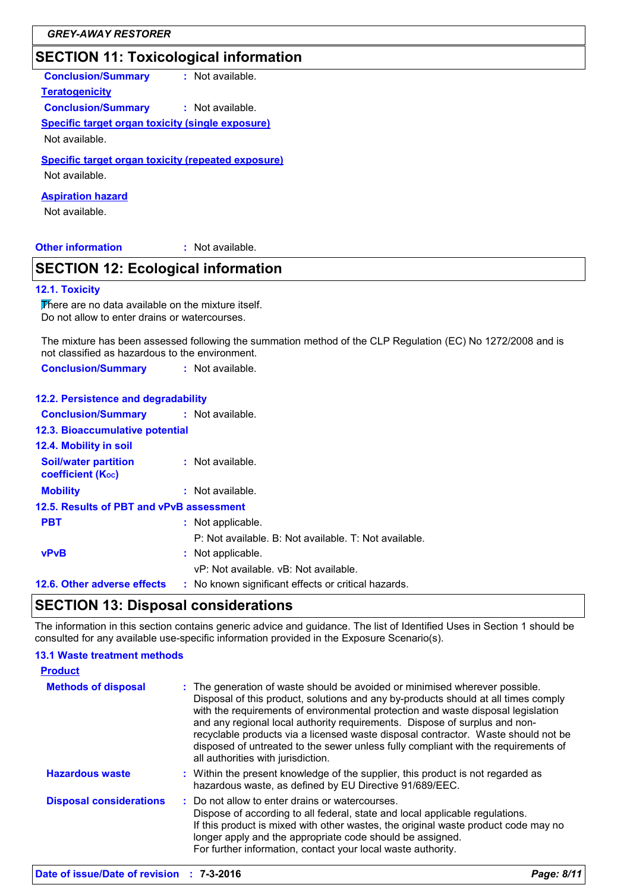## SECTION 11: Toxicological information

**Conclusion/Summary** : Not available.

**Teratogenicity**

**Conclusion/Summary** : Not available.

**Specific target organ toxicity (single exposure)**

Not available.

**Specific target organ toxicity (repeated exposure)**

Not available.

**Aspiration hazard**

Not available.

**Other information** : Not available.

## SECTION 12: Ecological information

### 12.1. Toxicity

There are no data available on the mixture itself.
Do not allow to enter drains or watercourses.

The mixture has been assessed following the summation method of the CLP Regulation (EC) No 1272/2008 and is not classified as hazardous to the environment.

**Conclusion/Summary** : Not available.

### 12.2. Persistence and degradability

**Conclusion/Summary** : Not available.

### 12.3. Bioaccumulative potential

### 12.4. Mobility in soil

**Soil/water partition coefficient ($K_{OC}$)** : Not available.

**Mobility** : Not available.

### 12.5. Results of PBT and vPvB assessment

**PBT** : Not applicable.
P: Not available. B: Not available. T: Not available.

**vPvB** : Not applicable.
vP: Not available. vB: Not available.

**12.6. Other adverse effects** : No known significant effects or critical hazards.

## SECTION 13: Disposal considerations

The information in this section contains generic advice and guidance. The list of Identified Uses in Section 1 should be consulted for any available use-specific information provided in the Exposure Scenario(s).

### 13.1 Waste treatment methods

**Product**

**Methods of disposal** : The generation of waste should be avoided or minimised wherever possible. Disposal of this product, solutions and any by-products should at all times comply with the requirements of environmental protection and waste disposal legislation and any regional local authority requirements. Dispose of surplus and non-recyclable products via a licensed waste disposal contractor. Waste should not be disposed of untreated to the sewer unless fully compliant with the requirements of all authorities with jurisdiction.

**Hazardous waste** : Within the present knowledge of the supplier, this product is not regarded as hazardous waste, as defined by EU Directive 91/689/EEC.

**Disposal considerations** : Do not allow to enter drains or watercourses.
Dispose of according to all federal, state and local applicable regulations.
If this product is mixed with other wastes, the original waste product code may no longer apply and the appropriate code should be assigned.
For further information, contact your local waste authority.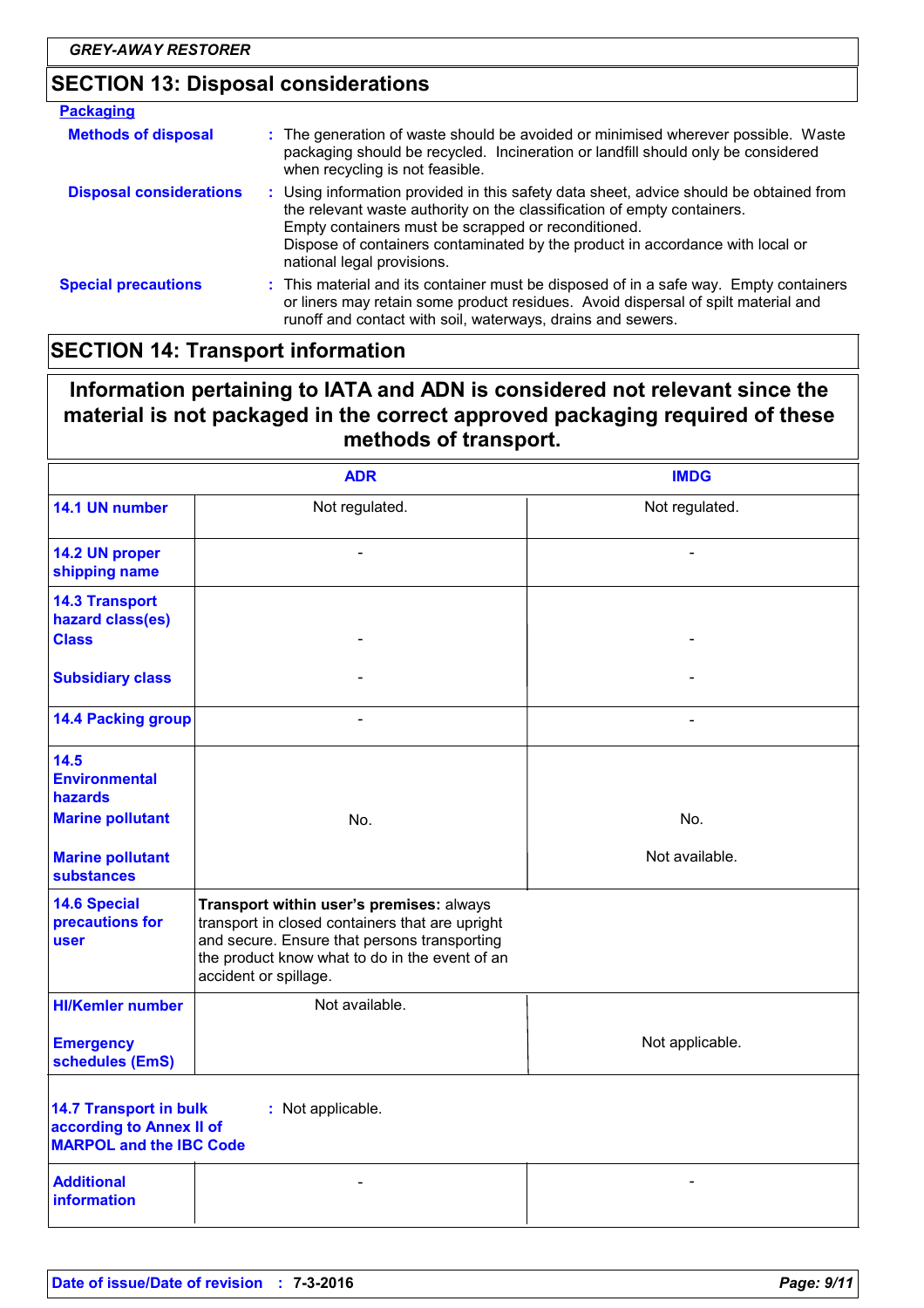## SECTION 13: Disposal considerations

**Packaging**

**Methods of disposal** : The generation of waste should be avoided or minimised wherever possible. Waste packaging should be recycled. Incineration or landfill should only be considered when recycling is not feasible.

**Disposal considerations** : Using information provided in this safety data sheet, advice should be obtained from the relevant waste authority on the classification of empty containers. Empty containers must be scrapped or reconditioned. Dispose of containers contaminated by the product in accordance with local or national legal provisions.

**Special precautions** : This material and its container must be disposed of in a safe way. Empty containers or liners may retain some product residues. Avoid dispersal of spilt material and runoff and contact with soil, waterways, drains and sewers.

## SECTION 14: Transport information

**Information pertaining to IATA and ADN is considered not relevant since the material is not packaged in the correct approved packaging required of these methods of transport.**

| | ADR | IMDG |
|---|---|---|
| **14.1 UN number** | Not regulated. | Not regulated. |
| **14.2 UN proper shipping name** | - | - |
| **14.3 Transport hazard class(es)** **Class** | - | - |
| **Subsidiary class** | - | - |
| **14.4 Packing group** | - | - |
| **14.5 Environmental hazards** **Marine pollutant** | No. | No. |
| **Marine pollutant substances** | | Not available. |
| **14.6 Special precautions for user** | **Transport within user's premises:** always transport in closed containers that are upright and secure. Ensure that persons transporting the product know what to do in the event of an accident or spillage. | |
| **HI/Kemler number** | Not available. | |
| **Emergency schedules (EmS)** | | Not applicable. |
| **14.7 Transport in bulk according to Annex II of MARPOL and the IBC Code** | : Not applicable. | |
| **Additional information** | - | - |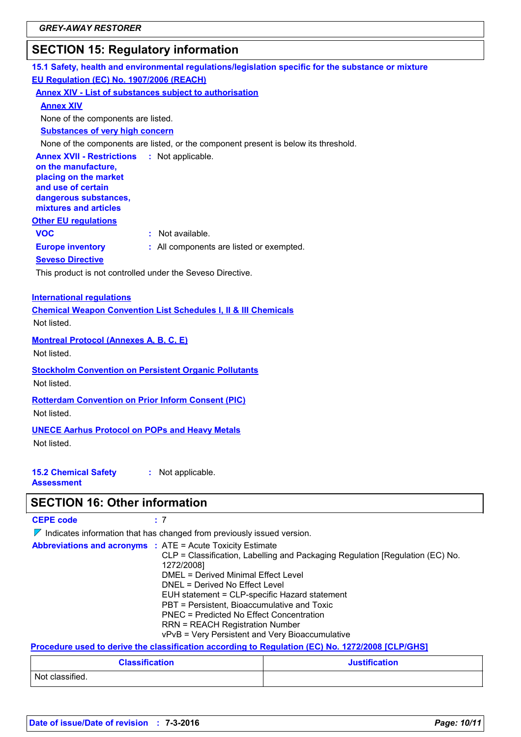## SECTION 15: Regulatory information

### 15.1 Safety, health and environmental regulations/legislation specific for the substance or mixture

**EU Regulation (EC) No. 1907/2006 (REACH)**

**Annex XIV - List of substances subject to authorisation**

**Annex XIV**

None of the components are listed.

**Substances of very high concern**

None of the components are listed, or the component present is below its threshold.

**Annex XVII - Restrictions on the manufacture, placing on the market and use of certain dangerous substances, mixtures and articles** : Not applicable.

**Other EU regulations**

**VOC** : Not available.

**Europe inventory** : All components are listed or exempted.

**Seveso Directive**

This product is not controlled under the Seveso Directive.

**International regulations**

**Chemical Weapon Convention List Schedules I, II & III Chemicals**

Not listed.

**Montreal Protocol (Annexes A, B, C, E)**

Not listed.

**Stockholm Convention on Persistent Organic Pollutants**

Not listed.

**Rotterdam Convention on Prior Inform Consent (PIC)**

Not listed.

**UNECE Aarhus Protocol on POPs and Heavy Metals**

Not listed.

**15.2 Chemical Safety Assessment** : Not applicable.

## SECTION 16: Other information

**CEPE code** : 7

Indicates information that has changed from previously issued version.

**Abbreviations and acronyms** :
ATE = Acute Toxicity Estimate
CLP = Classification, Labelling and Packaging Regulation [Regulation (EC) No. 1272/2008]
DMEL = Derived Minimal Effect Level
DNEL = Derived No Effect Level
EUH statement = CLP-specific Hazard statement
PBT = Persistent, Bioaccumulative and Toxic
PNEC = Predicted No Effect Concentration
RRN = REACH Registration Number
vPvB = Very Persistent and Very Bioaccumulative

**Procedure used to derive the classification according to Regulation (EC) No. 1272/2008 [CLP/GHS]**

| Classification | Justification |
|---|---|
| Not classified. | |

**Date of issue/Date of revision** : 7-3-2016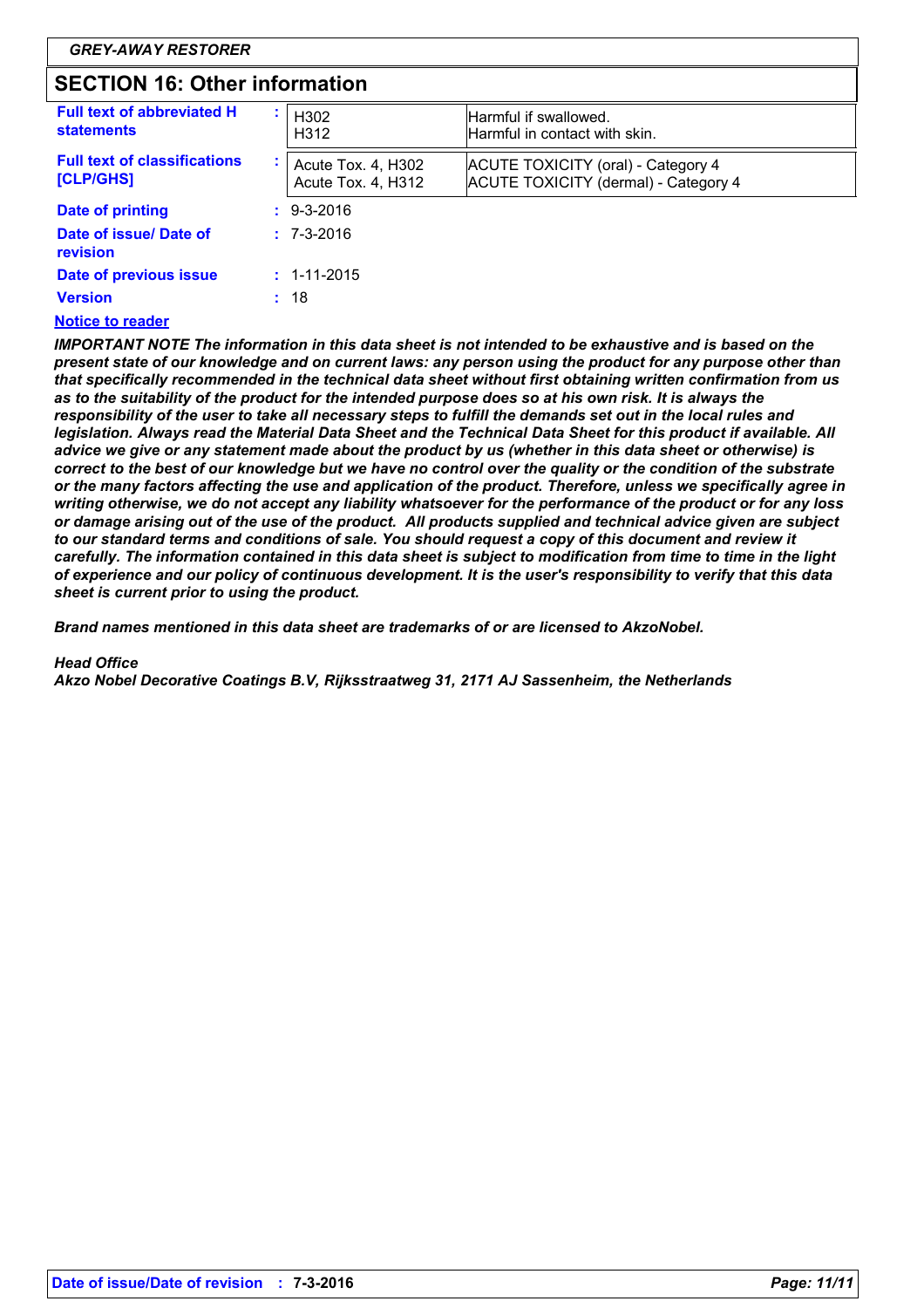## SECTION 16: Other information

| | | |
|---|---|---|
| **Full text of abbreviated H statements** | H302<br>H312 | Harmful if swallowed.<br>Harmful in contact with skin. |
| **Full text of classifications [CLP/GHS]** | Acute Tox. 4, H302<br>Acute Tox. 4, H312 | ACUTE TOXICITY (oral) - Category 4<br>ACUTE TOXICITY (dermal) - Category 4 |

**Date of printing** : 9-3-2016

**Date of issue/ Date of revision** : 7-3-2016

**Date of previous issue** : 1-11-2015

**Version** : 18

**Notice to reader**

***IMPORTANT NOTE The information in this data sheet is not intended to be exhaustive and is based on the present state of our knowledge and on current laws: any person using the product for any purpose other than that specifically recommended in the technical data sheet without first obtaining written confirmation from us as to the suitability of the product for the intended purpose does so at his own risk. It is always the responsibility of the user to take all necessary steps to fulfill the demands set out in the local rules and legislation. Always read the Material Data Sheet and the Technical Data Sheet for this product if available. All advice we give or any statement made about the product by us (whether in this data sheet or otherwise) is correct to the best of our knowledge but we have no control over the quality or the condition of the substrate or the many factors affecting the use and application of the product. Therefore, unless we specifically agree in writing otherwise, we do not accept any liability whatsoever for the performance of the product or for any loss or damage arising out of the use of the product. All products supplied and technical advice given are subject to our standard terms and conditions of sale. You should request a copy of this document and review it carefully. The information contained in this data sheet is subject to modification from time to time in the light of experience and our policy of continuous development. It is the user's responsibility to verify that this data sheet is current prior to using the product.***

***Brand names mentioned in this data sheet are trademarks of or are licensed to AkzoNobel.***

***Head Office***
***Akzo Nobel Decorative Coatings B.V, Rijksstraatweg 31, 2171 AJ Sassenheim, the Netherlands***